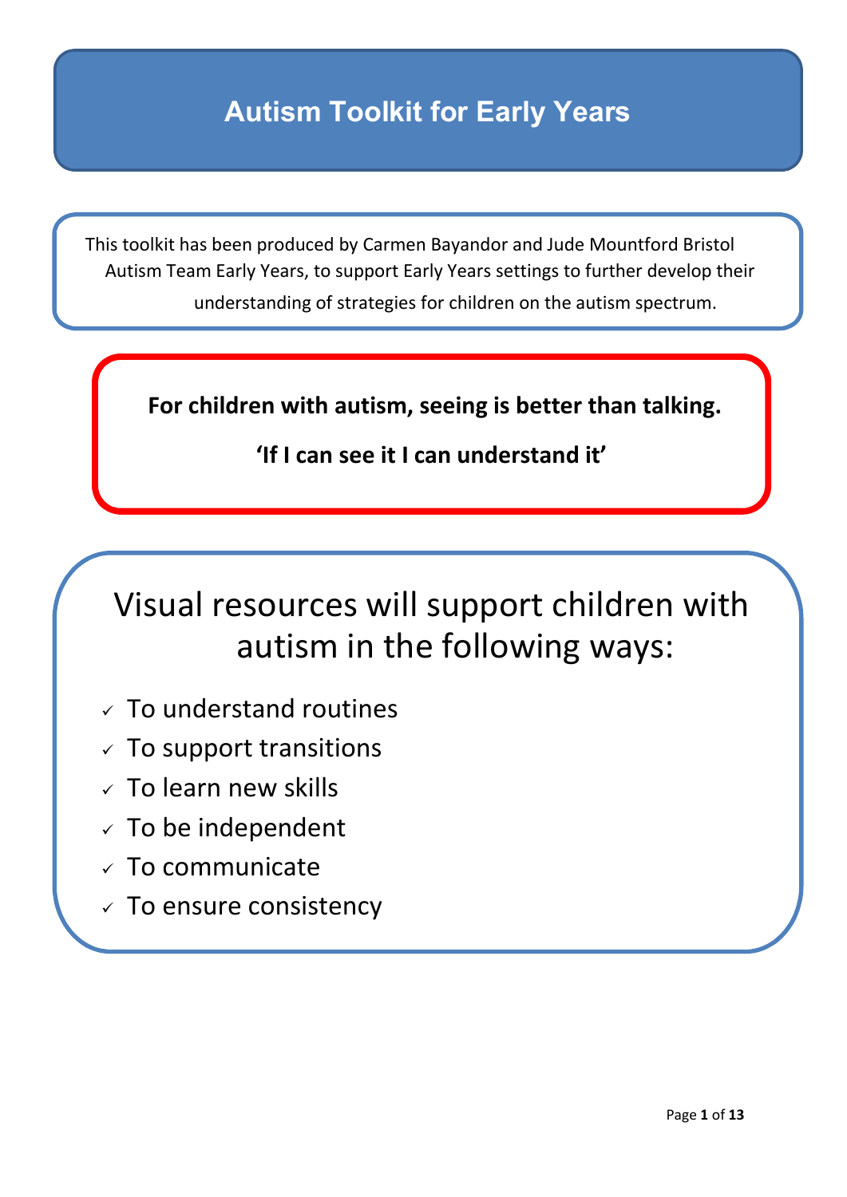# Autism Toolkit for Early Years

This toolkit has been produced by Carmen Bayandor and Jude Mountford Bristol Autism Team Early Years, to support Early Years settings to further develop their understanding of strategies for children on the autism spectrum.

**For children with autism, seeing is better than talking.**

**‘If I can see it I can understand it’**

## Visual resources will support children with autism in the following ways:

- ✓ To understand routines
- ✓ To support transitions
- ✓ To learn new skills
- ✓ To be independent
- ✓ To communicate
- ✓ To ensure consistency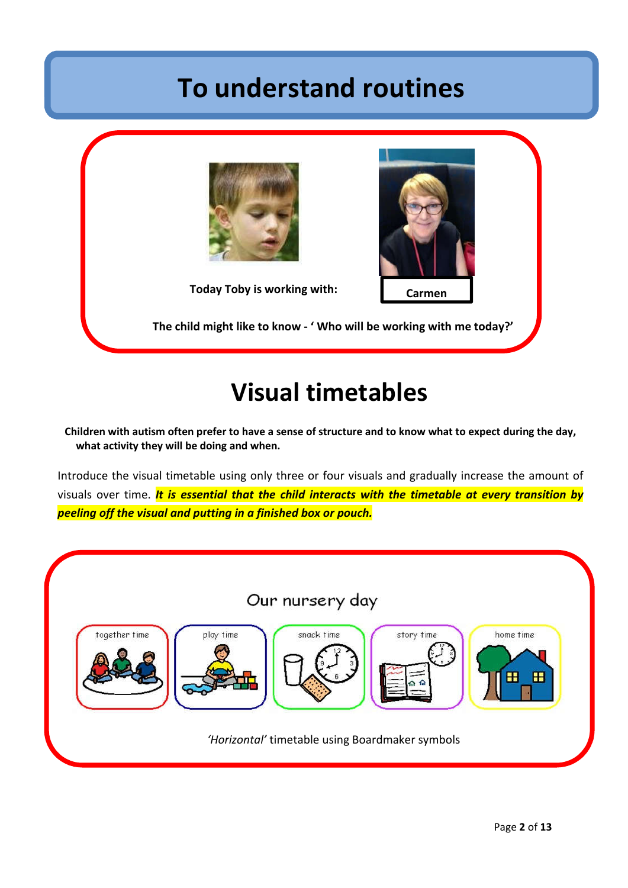# To understand routines

Today Toby is working with: **Carmen**

**The child might like to know - ' Who will be working with me today?'**

# Visual timetables

**Children with autism often prefer to have a sense of structure and to know what to expect during the day, what activity they will be doing and when.**

Introduce the visual timetable using only three or four visuals and gradually increase the amount of visuals over time. ***It is essential that the child interacts with the timetable at every transition by peeling off the visual and putting in a finished box or pouch.***

Our nursery day

together time | play time | snack time | story time | home time

*'Horizontal'* timetable using Boardmaker symbols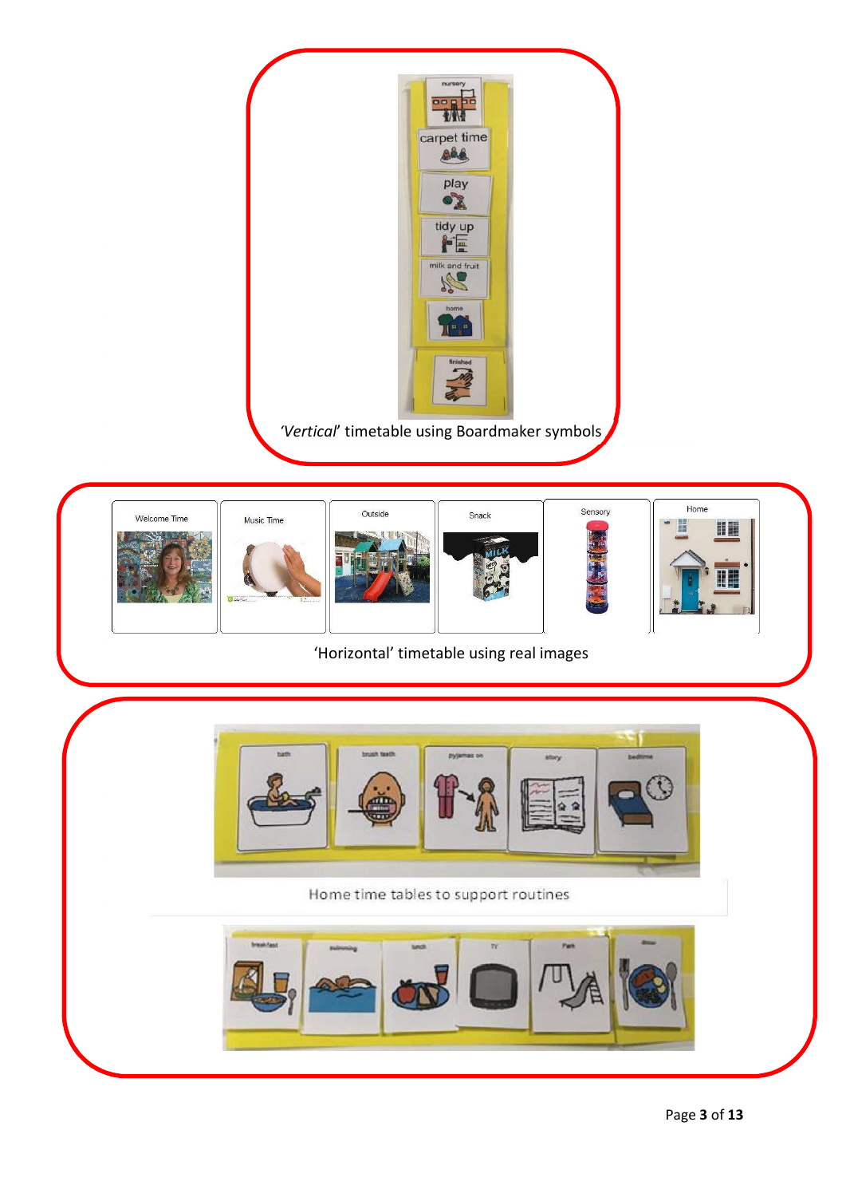'*Vertical*' timetable using Boardmaker symbols

'Horizontal' timetable using real images

Home time tables to support routines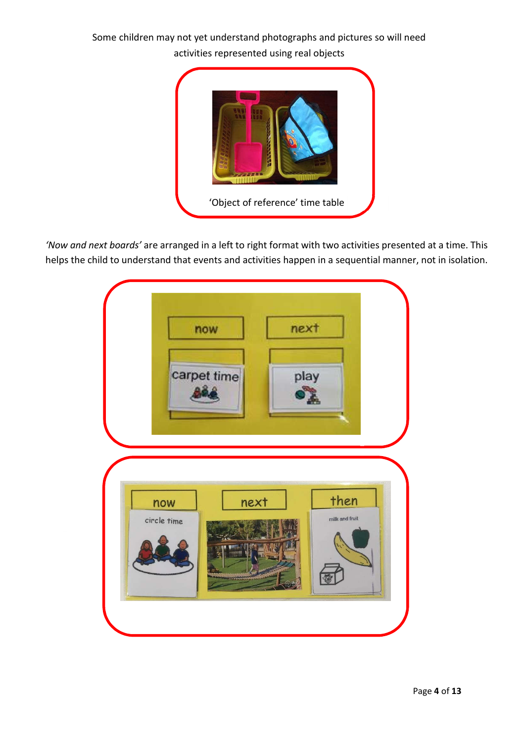Some children may not yet understand photographs and pictures so will need activities represented using real objects

'Object of reference' time table

*'Now and next boards'* are arranged in a left to right format with two activities presented at a time. This helps the child to understand that events and activities happen in a sequential manner, not in isolation.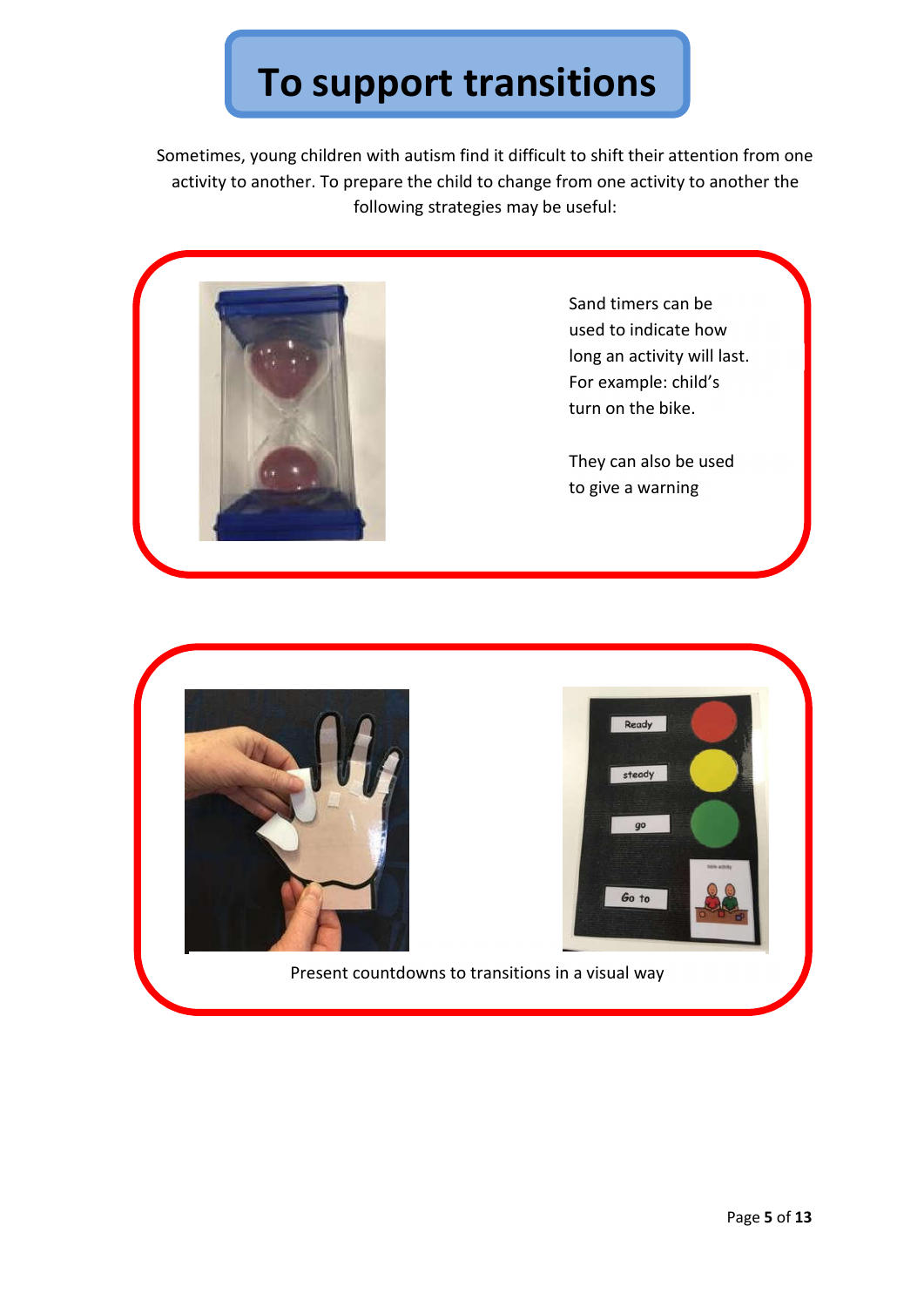# To support transitions

Sometimes, young children with autism find it difficult to shift their attention from one activity to another. To prepare the child to change from one activity to another the following strategies may be useful:

Sand timers can be used to indicate how long an activity will last. For example: child's turn on the bike.

They can also be used to give a warning

Present countdowns to transitions in a visual way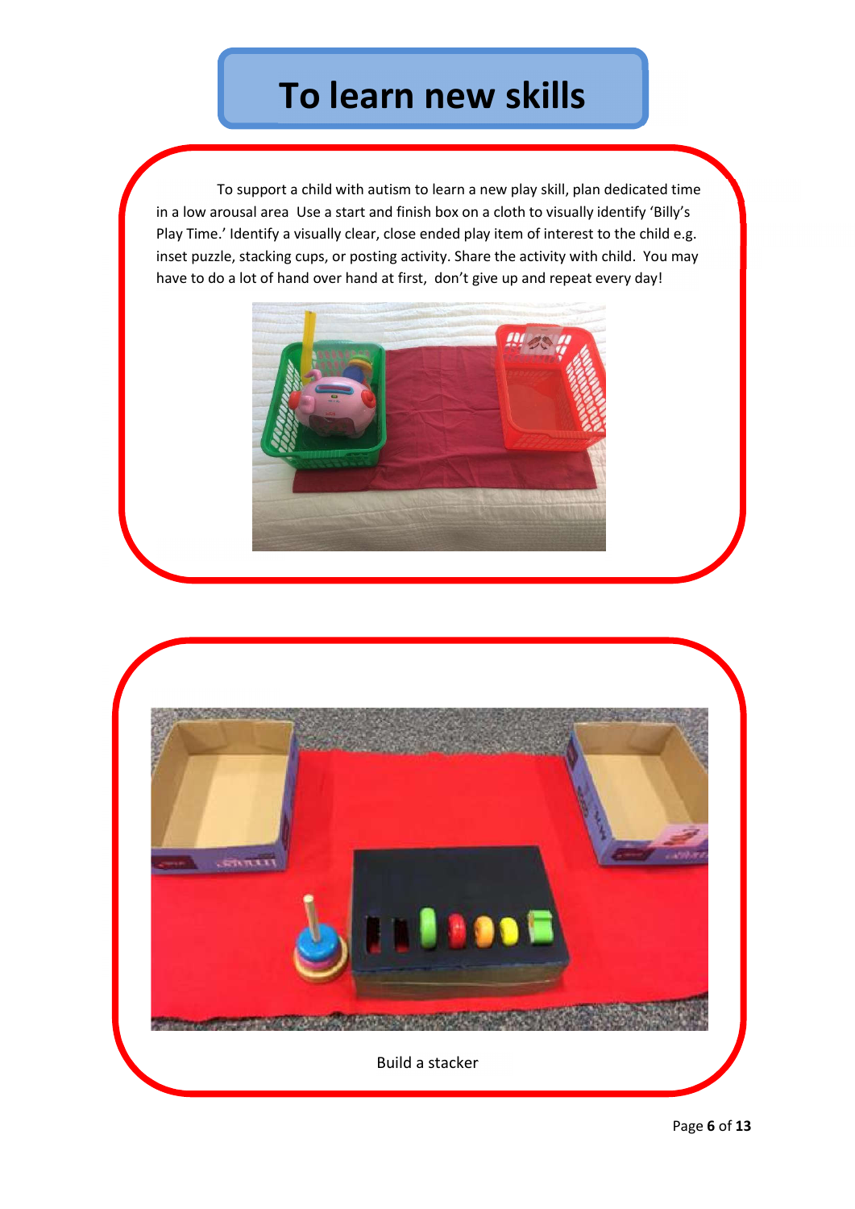# To learn new skills

To support a child with autism to learn a new play skill, plan dedicated time in a low arousal area  Use a start and finish box on a cloth to visually identify 'Billy's Play Time.' Identify a visually clear, close ended play item of interest to the child e.g. inset puzzle, stacking cups, or posting activity. Share the activity with child.  You may have to do a lot of hand over hand at first,  don't give up and repeat every day!

Build a stacker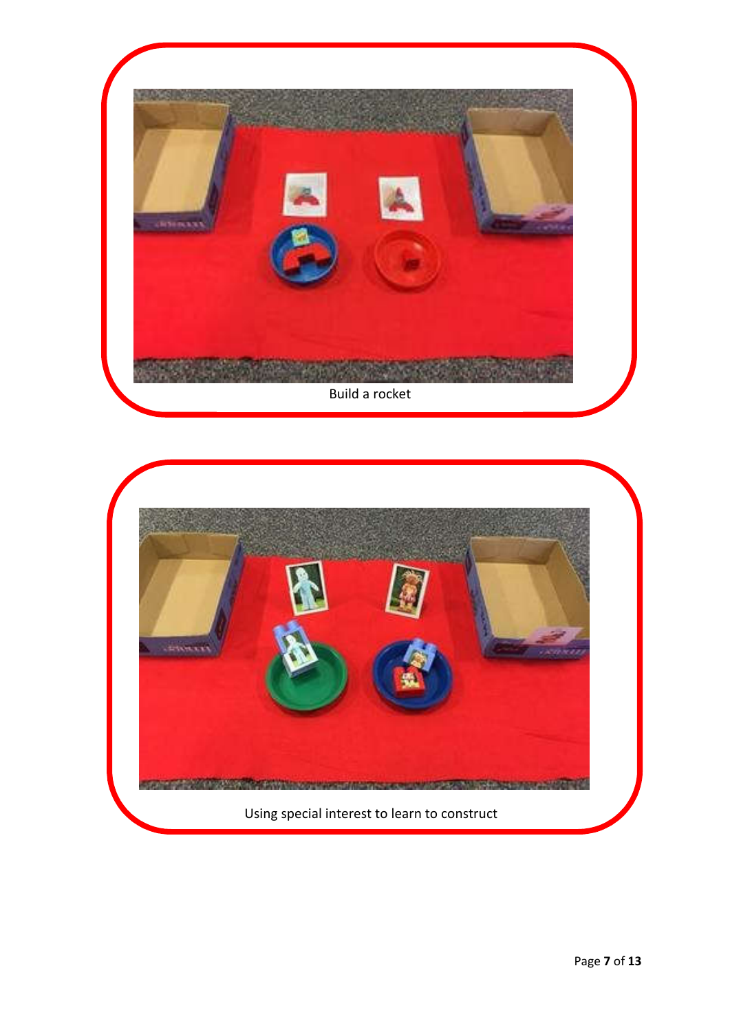Build a rocket

Using special interest to learn to construct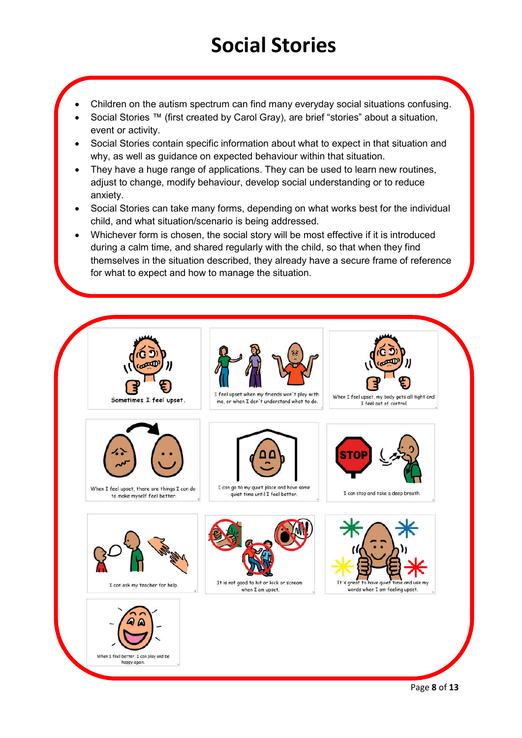# Social Stories

- Children on the autism spectrum can find many everyday social situations confusing.
- Social Stories ™ (first created by Carol Gray), are brief "stories" about a situation, event or activity.
- Social Stories contain specific information about what to expect in that situation and why, as well as guidance on expected behaviour within that situation.
- They have a huge range of applications. They can be used to learn new routines, adjust to change, modify behaviour, develop social understanding or to reduce anxiety.
- Social Stories can take many forms, depending on what works best for the individual child, and what situation/scenario is being addressed.
- Whichever form is chosen, the social story will be most effective if it is introduced during a calm time, and shared regularly with the child, so that when they find themselves in the situation described, they already have a secure frame of reference for what to expect and how to manage the situation.

Sometimes I feel upset.

I feel upset when my friends won't play with me, or when I don't understand what to do.

When I feel upset, my body gets all tight and I feel out of control.

When I feel upset, there are things I can do to make myself feel better.

I can go to my quiet place and have some quiet time until I feel better.

I can stop and take a deep breath.

I can ask my teacher for help.

It is not good to hit or kick or scream when I am upset.

It's great to have quiet time and use my words when I am feeling upset.

When I feel better, I can play and be happy again.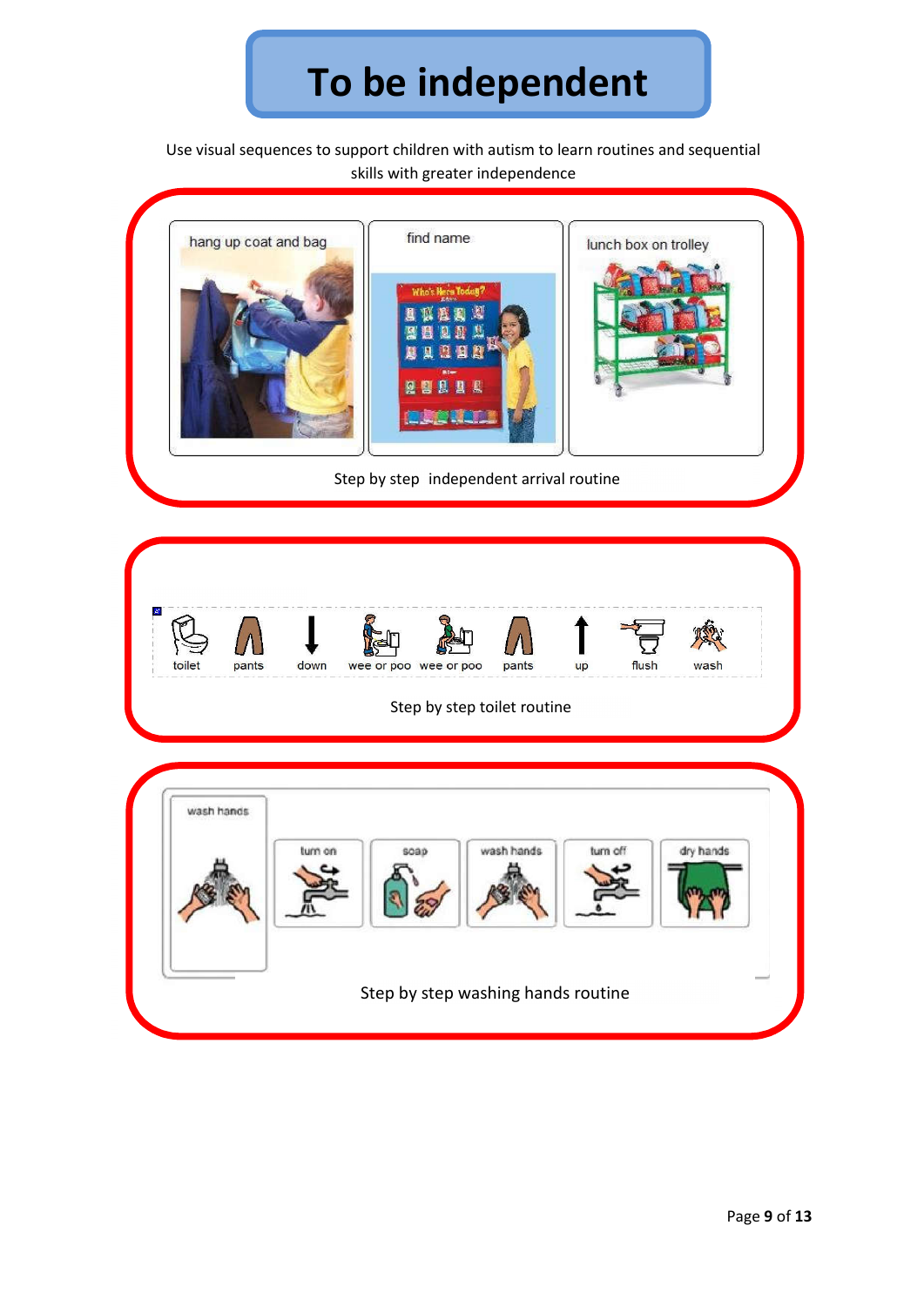# To be independent

Use visual sequences to support children with autism to learn routines and sequential skills with greater independence

hang up coat and bag | find name | lunch box on trolley

Step by step independent arrival routine

toilet | pants | down | wee or poo | wee or poo | pants | up | flush | wash

Step by step toilet routine

wash hands

turn on | soap | wash hands | turn off | dry hands

Step by step washing hands routine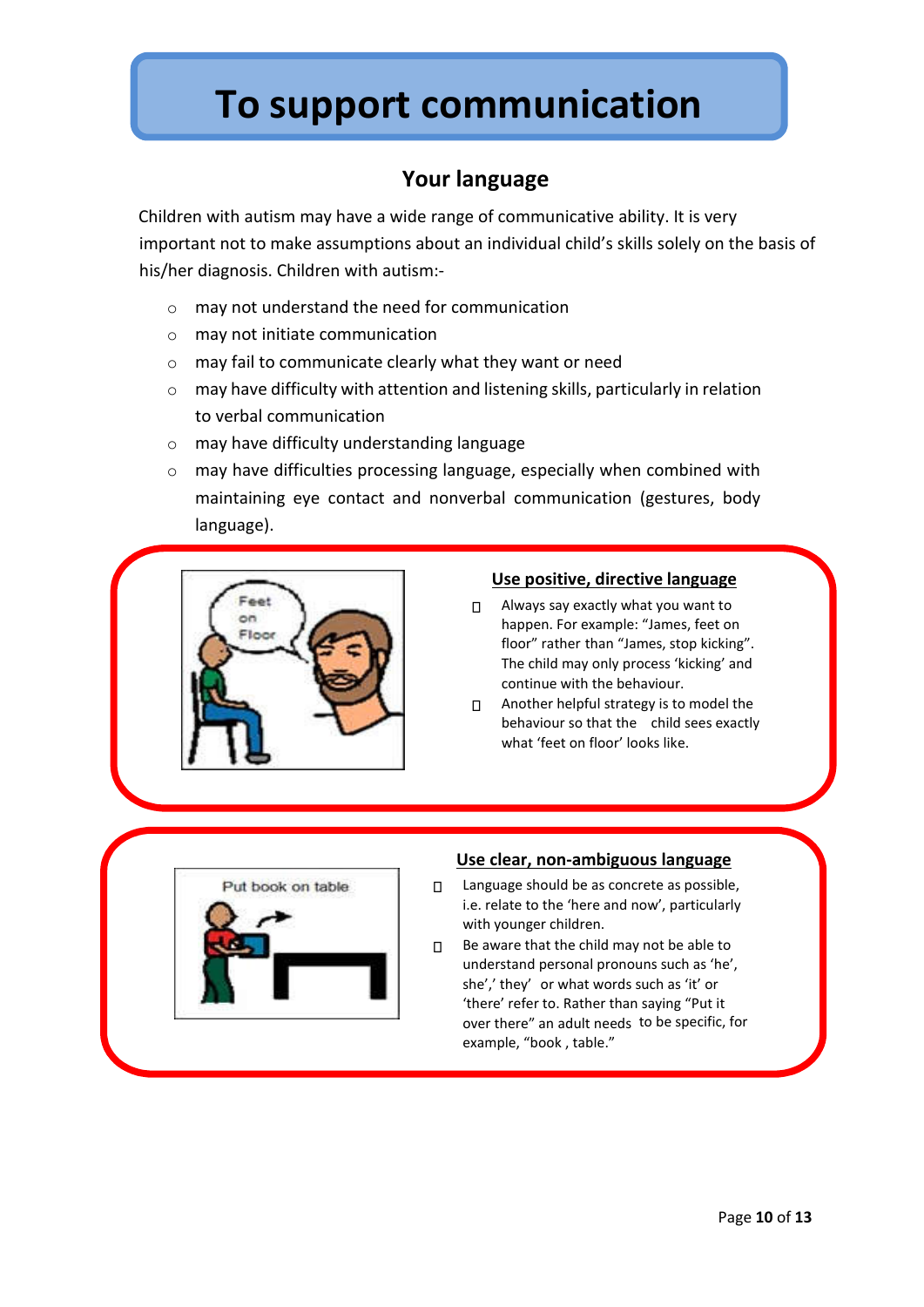# To support communication

## Your language

Children with autism may have a wide range of communicative ability. It is very important not to make assumptions about an individual child's skills solely on the basis of his/her diagnosis. Children with autism:-

- may not understand the need for communication
- may not initiate communication
- may fail to communicate clearly what they want or need
- may have difficulty with attention and listening skills, particularly in relation to verbal communication
- may have difficulty understanding language
- may have difficulties processing language, especially when combined with maintaining eye contact and nonverbal communication (gestures, body language).

### Use positive, directive language

- Always say exactly what you want to happen. For example: "James, feet on floor" rather than "James, stop kicking". The child may only process 'kicking' and continue with the behaviour.
- Another helpful strategy is to model the behaviour so that the child sees exactly what 'feet on floor' looks like.

### Use clear, non-ambiguous language

- Language should be as concrete as possible, i.e. relate to the 'here and now', particularly with younger children.
- Be aware that the child may not be able to understand personal pronouns such as 'he', she',' they' or what words such as 'it' or 'there' refer to. Rather than saying "Put it over there" an adult needs to be specific, for example, "book , table."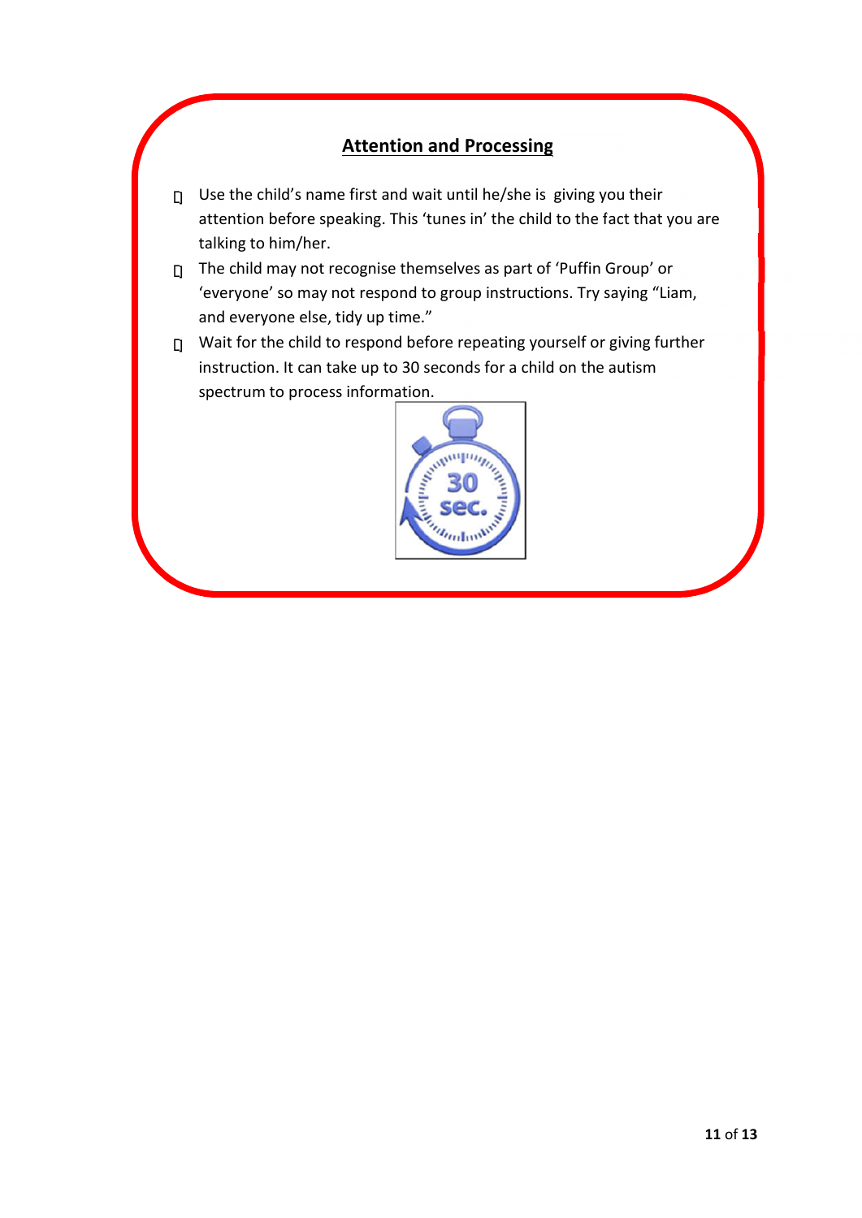## Attention and Processing

- Use the child's name first and wait until he/she is  giving you their attention before speaking. This 'tunes in' the child to the fact that you are talking to him/her.
- The child may not recognise themselves as part of 'Puffin Group' or 'everyone' so may not respond to group instructions. Try saying "Liam, and everyone else, tidy up time."
- Wait for the child to respond before repeating yourself or giving further instruction. It can take up to 30 seconds for a child on the autism spectrum to process information.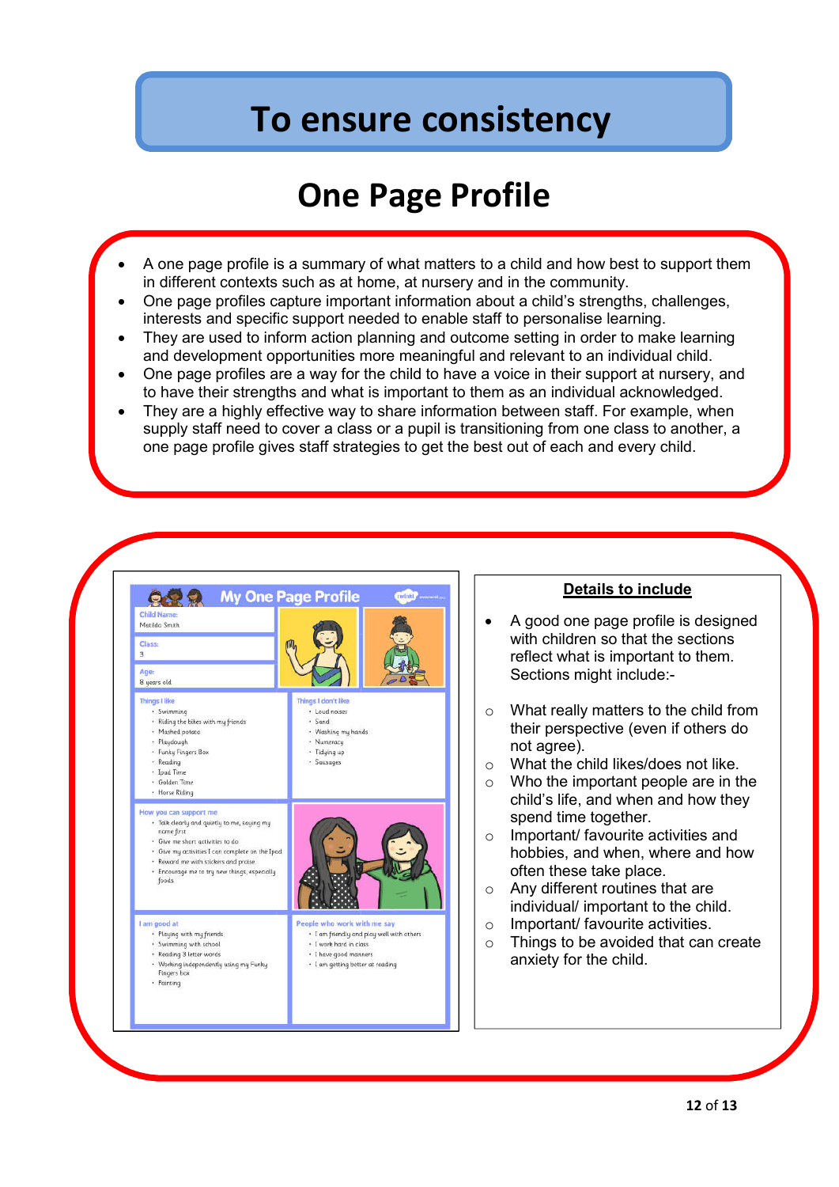# To ensure consistency

## One Page Profile

- A one page profile is a summary of what matters to a child and how best to support them in different contexts such as at home, at nursery and in the community.
- One page profiles capture important information about a child's strengths, challenges, interests and specific support needed to enable staff to personalise learning.
- They are used to inform action planning and outcome setting in order to make learning and development opportunities more meaningful and relevant to an individual child.
- One page profiles are a way for the child to have a voice in their support at nursery, and to have their strengths and what is important to them as an individual acknowledged.
- They are a highly effective way to share information between staff. For example, when supply staff need to cover a class or a pupil is transitioning from one class to another, a one page profile gives staff strategies to get the best out of each and every child.

**My One Page Profile**

**Child Name:** Matilda Smith

**Class:** 3

**Age:** 8 years old

**Things I like**
- Swimming
- Riding the bikes with my friends
- Mashed potato
- Playdough
- Funky Fingers Box
- Reading
- Ipad Time
- Golden Time
- Horse Riding

**Things I don't like**
- Loud noises
- Sand
- Washing my hands
- Numeracy
- Tidying up
- Sausages

**How you can support me**
- Talk clearly and quietly to me, saying my name first
- Give me short activities to do
- Give my activities I can complete on the Ipad
- Reward me with stickers and praise
- Encourage me to try new things, especially foods

**I am good at**
- Playing with my friends
- Swimming with school
- Reading 3 letter words
- Working independently using my Funky Fingers box
- Painting

**People who work with me say**
- I am friendly and play well with others
- I work hard in class
- I have good manners
- I am getting better at reading

**Details to include**

- A good one page profile is designed with children so that the sections reflect what is important to them. Sections might include:-
  - What really matters to the child from their perspective (even if others do not agree).
  - What the child likes/does not like.
  - Who the important people are in the child's life, and when and how they spend time together.
  - Important/ favourite activities and hobbies, and when, where and how often these take place.
  - Any different routines that are individual/ important to the child.
  - Important/ favourite activities.
  - Things to be avoided that can create anxiety for the child.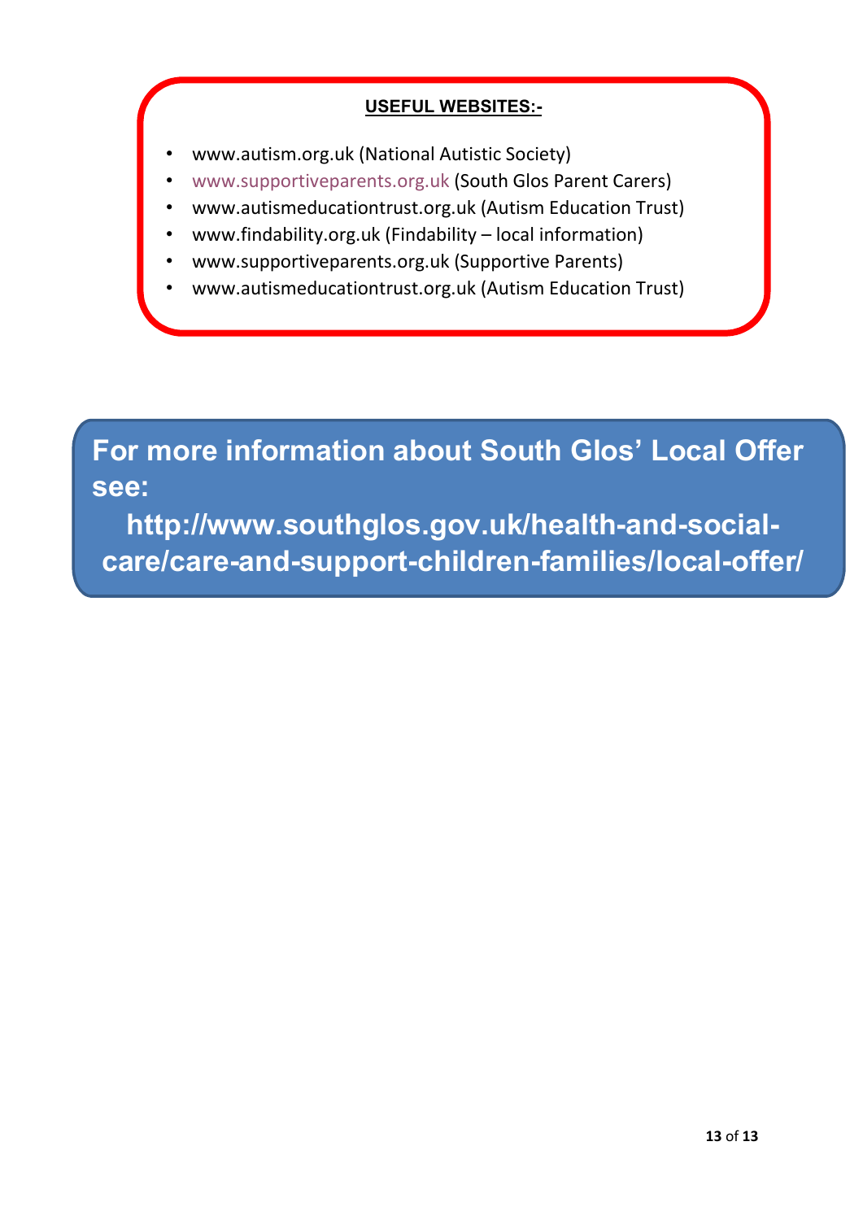**USEFUL WEBSITES:-**

- www.autism.org.uk (National Autistic Society)
- www.supportiveparents.org.uk (South Glos Parent Carers)
- www.autismeducationtrust.org.uk (Autism Education Trust)
- www.findability.org.uk (Findability – local information)
- www.supportiveparents.org.uk (Supportive Parents)
- www.autismeducationtrust.org.uk (Autism Education Trust)

**For more information about South Glos' Local Offer see:**

**http://www.southglos.gov.uk/health-and-social-care/care-and-support-children-families/local-offer/**